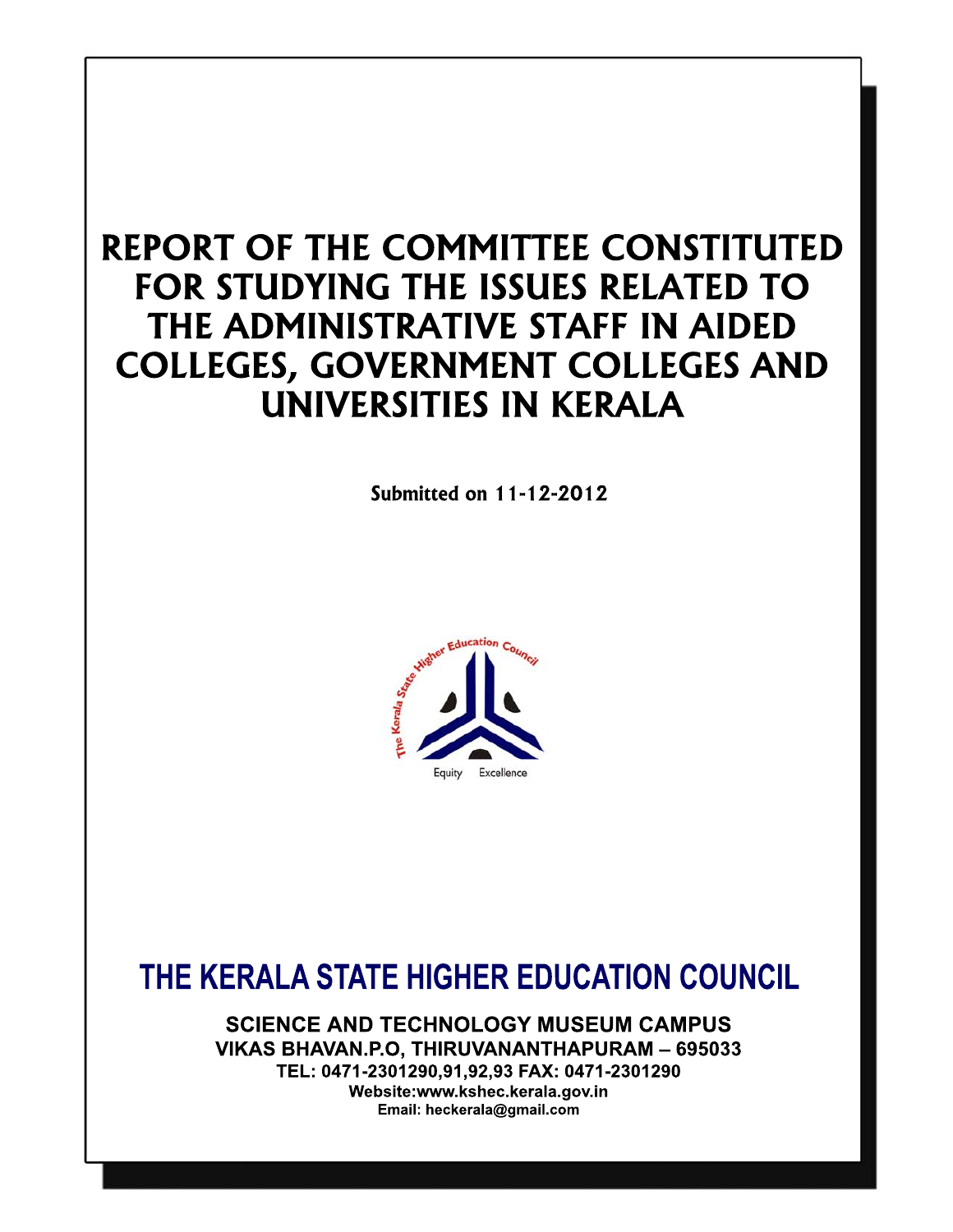# REPORT OF THE COMMITTEE CONSTITUTED FOR STUDYING THE ISSUES RELATED TO THE ADMINISTRATIVE STAFF IN AIDED COLLEGES, GOVERNMENT COLLEGES AND UNIVERSITIES IN KERALA

**Submitted on 11-12-2012**

The Kerala State Higher Education Council

Equity Excellence

## THE KERALA STATE HIGHER EDUCATION COUNCIL

**SCIENCE AND TECHNOLOGY MUSEUM CAMPUS**
**VIKAS BHAVAN.P.O, THIRUVANANTHAPURAM – 695033**
**TEL: 0471-2301290,91,92,93 FAX: 0471-2301290**
**Website:www.kshec.kerala.gov.in**
**Email: heckerala@gmail.com**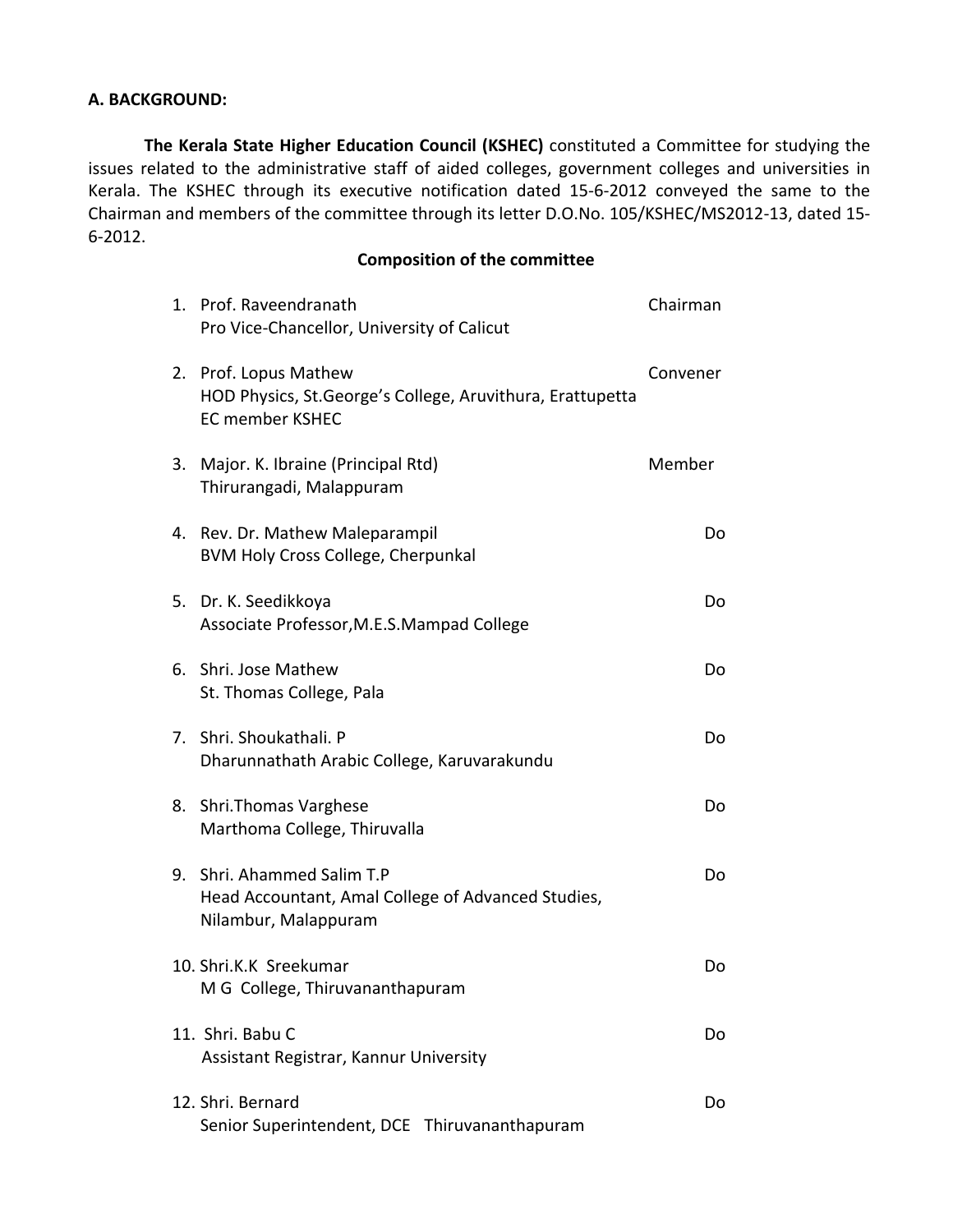**A. BACKGROUND:**

**The Kerala State Higher Education Council (KSHEC)** constituted a Committee for studying the issues related to the administrative staff of aided colleges, government colleges and universities in Kerala. The KSHEC through its executive notification dated 15-6-2012 conveyed the same to the Chairman and members of the committee through its letter D.O.No. 105/KSHEC/MS2012-13, dated 15-6-2012.

**Composition of the committee**

| No. | Name and Designation | Role |
|---|---|---|
| 1. | Prof. Raveendranath<br>Pro Vice-Chancellor, University of Calicut | Chairman |
| 2. | Prof. Lopus Mathew<br>HOD Physics, St.George's College, Aruvithura, Erattupetta<br>EC member KSHEC | Convener |
| 3. | Major. K. Ibraine (Principal Rtd)<br>Thirurangadi, Malappuram | Member |
| 4. | Rev. Dr. Mathew Maleparampil<br>BVM Holy Cross College, Cherpunkal | Do |
| 5. | Dr. K. Seedikkoya<br>Associate Professor,M.E.S.Mampad College | Do |
| 6. | Shri. Jose Mathew<br>St. Thomas College, Pala | Do |
| 7. | Shri. Shoukathali. P<br>Dharunnathath Arabic College, Karuvarakundu | Do |
| 8. | Shri.Thomas Varghese<br>Marthoma College, Thiruvalla | Do |
| 9. | Shri. Ahammed Salim T.P<br>Head Accountant, Amal College of Advanced Studies, Nilambur, Malappuram | Do |
| 10. | Shri.K.K Sreekumar<br>M G College, Thiruvananthapuram | Do |
| 11. | Shri. Babu C<br>Assistant Registrar, Kannur University | Do |
| 12. | Shri. Bernard<br>Senior Superintendent, DCE Thiruvananthapuram | Do |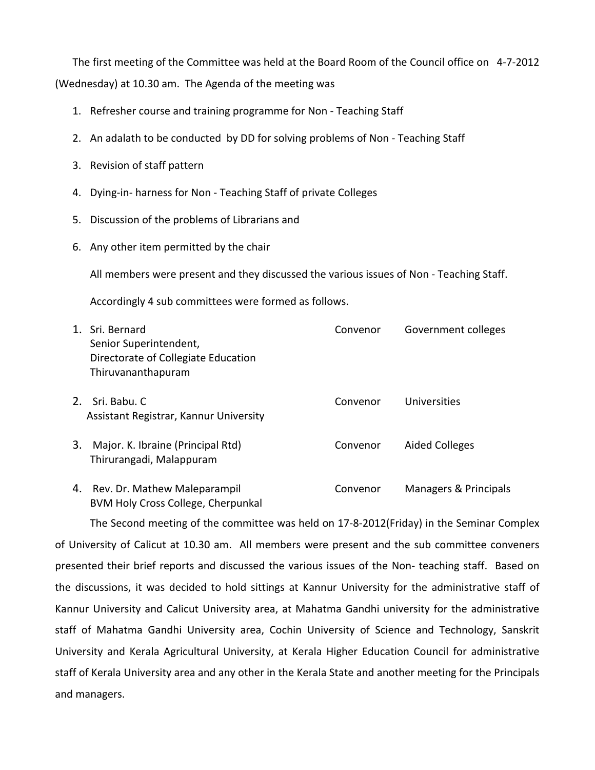The first meeting of the Committee was held at the Board Room of the Council office on 4-7-2012 (Wednesday) at 10.30 am. The Agenda of the meeting was

1. Refresher course and training programme for Non - Teaching Staff
2. An adalath to be conducted by DD for solving problems of Non - Teaching Staff
3. Revision of staff pattern
4. Dying-in- harness for Non - Teaching Staff of private Colleges
5. Discussion of the problems of Librarians and
6. Any other item permitted by the chair

All members were present and they discussed the various issues of Non - Teaching Staff.

Accordingly 4 sub committees were formed as follows.

| | | | |
|---|---|---|---|
| 1. | Sri. Bernard<br>Senior Superintendent,<br>Directorate of Collegiate Education<br>Thiruvananthapuram | Convenor | Government colleges |
| 2. | Sri. Babu. C<br>Assistant Registrar, Kannur University | Convenor | Universities |
| 3. | Major. K. Ibraine (Principal Rtd)<br>Thirurangadi, Malappuram | Convenor | Aided Colleges |
| 4. | Rev. Dr. Mathew Maleparampil<br>BVM Holy Cross College, Cherpunkal | Convenor | Managers & Principals |

The Second meeting of the committee was held on 17-8-2012(Friday) in the Seminar Complex of University of Calicut at 10.30 am. All members were present and the sub committee conveners presented their brief reports and discussed the various issues of the Non- teaching staff. Based on the discussions, it was decided to hold sittings at Kannur University for the administrative staff of Kannur University and Calicut University area, at Mahatma Gandhi university for the administrative staff of Mahatma Gandhi University area, Cochin University of Science and Technology, Sanskrit University and Kerala Agricultural University, at Kerala Higher Education Council for administrative staff of Kerala University area and any other in the Kerala State and another meeting for the Principals and managers.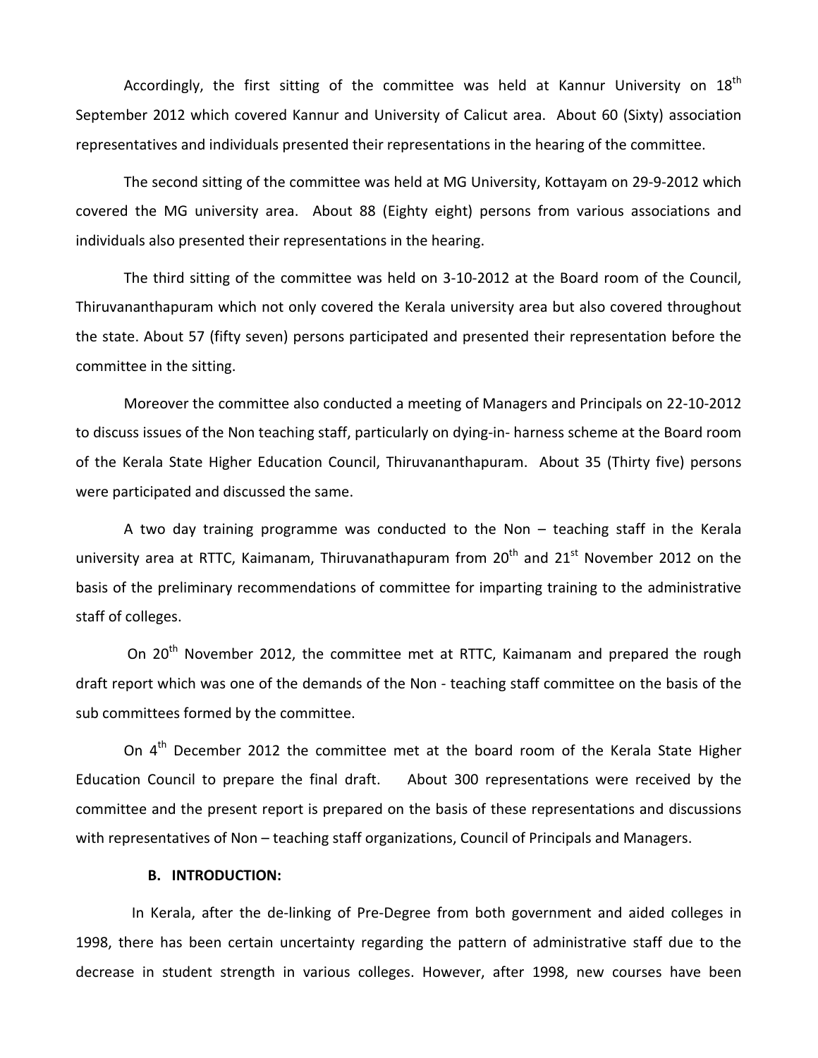Accordingly, the first sitting of the committee was held at Kannur University on 18th September 2012 which covered Kannur and University of Calicut area. About 60 (Sixty) association representatives and individuals presented their representations in the hearing of the committee.

The second sitting of the committee was held at MG University, Kottayam on 29-9-2012 which covered the MG university area. About 88 (Eighty eight) persons from various associations and individuals also presented their representations in the hearing.

The third sitting of the committee was held on 3-10-2012 at the Board room of the Council, Thiruvananthapuram which not only covered the Kerala university area but also covered throughout the state. About 57 (fifty seven) persons participated and presented their representation before the committee in the sitting.

Moreover the committee also conducted a meeting of Managers and Principals on 22-10-2012 to discuss issues of the Non teaching staff, particularly on dying-in- harness scheme at the Board room of the Kerala State Higher Education Council, Thiruvananthapuram. About 35 (Thirty five) persons were participated and discussed the same.

A two day training programme was conducted to the Non – teaching staff in the Kerala university area at RTTC, Kaimanam, Thiruvanathapuram from 20th and 21st November 2012 on the basis of the preliminary recommendations of committee for imparting training to the administrative staff of colleges.

On 20th November 2012, the committee met at RTTC, Kaimanam and prepared the rough draft report which was one of the demands of the Non - teaching staff committee on the basis of the sub committees formed by the committee.

On 4th December 2012 the committee met at the board room of the Kerala State Higher Education Council to prepare the final draft. About 300 representations were received by the committee and the present report is prepared on the basis of these representations and discussions with representatives of Non – teaching staff organizations, Council of Principals and Managers.

### B. INTRODUCTION:

In Kerala, after the de-linking of Pre-Degree from both government and aided colleges in 1998, there has been certain uncertainty regarding the pattern of administrative staff due to the decrease in student strength in various colleges. However, after 1998, new courses have been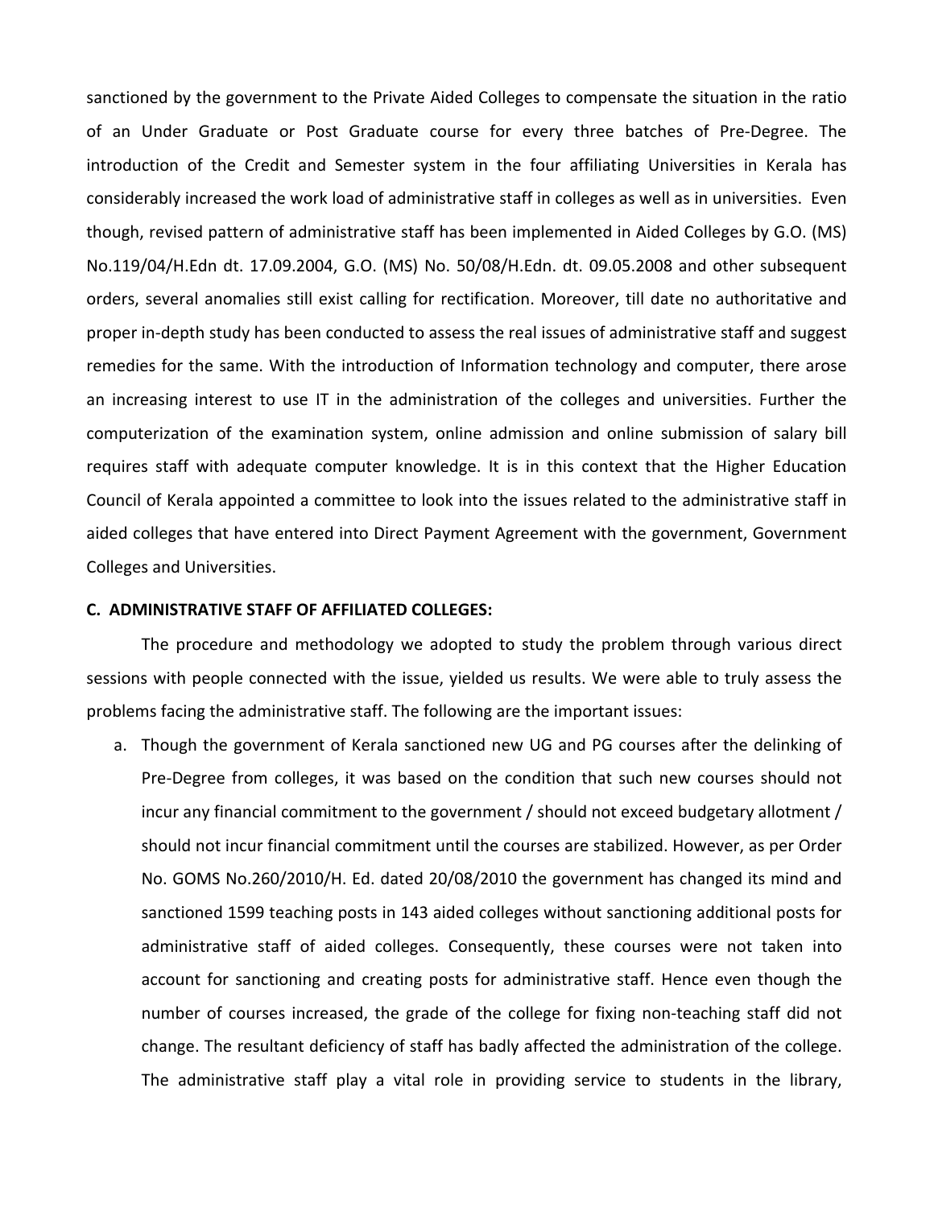sanctioned by the government to the Private Aided Colleges to compensate the situation in the ratio of an Under Graduate or Post Graduate course for every three batches of Pre-Degree. The introduction of the Credit and Semester system in the four affiliating Universities in Kerala has considerably increased the work load of administrative staff in colleges as well as in universities. Even though, revised pattern of administrative staff has been implemented in Aided Colleges by G.O. (MS) No.119/04/H.Edn dt. 17.09.2004, G.O. (MS) No. 50/08/H.Edn. dt. 09.05.2008 and other subsequent orders, several anomalies still exist calling for rectification. Moreover, till date no authoritative and proper in-depth study has been conducted to assess the real issues of administrative staff and suggest remedies for the same. With the introduction of Information technology and computer, there arose an increasing interest to use IT in the administration of the colleges and universities. Further the computerization of the examination system, online admission and online submission of salary bill requires staff with adequate computer knowledge. It is in this context that the Higher Education Council of Kerala appointed a committee to look into the issues related to the administrative staff in aided colleges that have entered into Direct Payment Agreement with the government, Government Colleges and Universities.

**C. ADMINISTRATIVE STAFF OF AFFILIATED COLLEGES:**

The procedure and methodology we adopted to study the problem through various direct sessions with people connected with the issue, yielded us results. We were able to truly assess the problems facing the administrative staff. The following are the important issues:

a. Though the government of Kerala sanctioned new UG and PG courses after the delinking of Pre-Degree from colleges, it was based on the condition that such new courses should not incur any financial commitment to the government / should not exceed budgetary allotment / should not incur financial commitment until the courses are stabilized. However, as per Order No. GOMS No.260/2010/H. Ed. dated 20/08/2010 the government has changed its mind and sanctioned 1599 teaching posts in 143 aided colleges without sanctioning additional posts for administrative staff of aided colleges. Consequently, these courses were not taken into account for sanctioning and creating posts for administrative staff. Hence even though the number of courses increased, the grade of the college for fixing non-teaching staff did not change. The resultant deficiency of staff has badly affected the administration of the college. The administrative staff play a vital role in providing service to students in the library,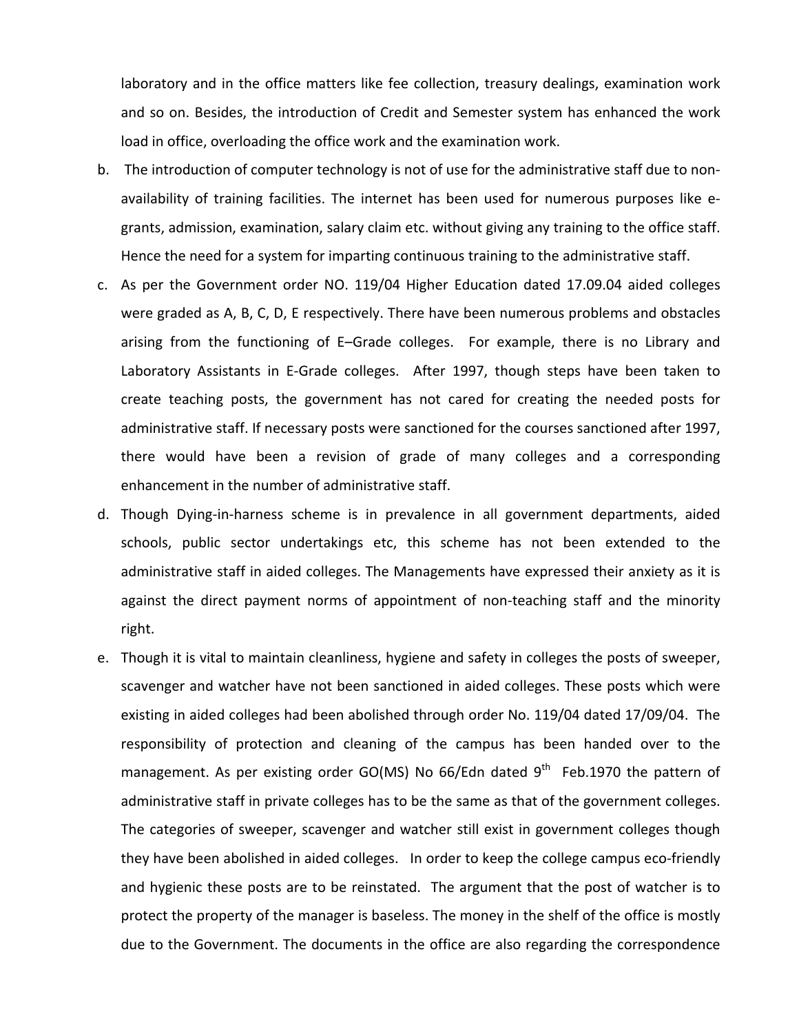laboratory and in the office matters like fee collection, treasury dealings, examination work and so on. Besides, the introduction of Credit and Semester system has enhanced the work load in office, overloading the office work and the examination work.

b. The introduction of computer technology is not of use for the administrative staff due to non-availability of training facilities. The internet has been used for numerous purposes like e-grants, admission, examination, salary claim etc. without giving any training to the office staff. Hence the need for a system for imparting continuous training to the administrative staff.

c. As per the Government order NO. 119/04 Higher Education dated 17.09.04 aided colleges were graded as A, B, C, D, E respectively. There have been numerous problems and obstacles arising from the functioning of E–Grade colleges. For example, there is no Library and Laboratory Assistants in E-Grade colleges. After 1997, though steps have been taken to create teaching posts, the government has not cared for creating the needed posts for administrative staff. If necessary posts were sanctioned for the courses sanctioned after 1997, there would have been a revision of grade of many colleges and a corresponding enhancement in the number of administrative staff.

d. Though Dying-in-harness scheme is in prevalence in all government departments, aided schools, public sector undertakings etc, this scheme has not been extended to the administrative staff in aided colleges. The Managements have expressed their anxiety as it is against the direct payment norms of appointment of non-teaching staff and the minority right.

e. Though it is vital to maintain cleanliness, hygiene and safety in colleges the posts of sweeper, scavenger and watcher have not been sanctioned in aided colleges. These posts which were existing in aided colleges had been abolished through order No. 119/04 dated 17/09/04. The responsibility of protection and cleaning of the campus has been handed over to the management. As per existing order GO(MS) No 66/Edn dated 9th Feb.1970 the pattern of administrative staff in private colleges has to be the same as that of the government colleges. The categories of sweeper, scavenger and watcher still exist in government colleges though they have been abolished in aided colleges. In order to keep the college campus eco-friendly and hygienic these posts are to be reinstated. The argument that the post of watcher is to protect the property of the manager is baseless. The money in the shelf of the office is mostly due to the Government. The documents in the office are also regarding the correspondence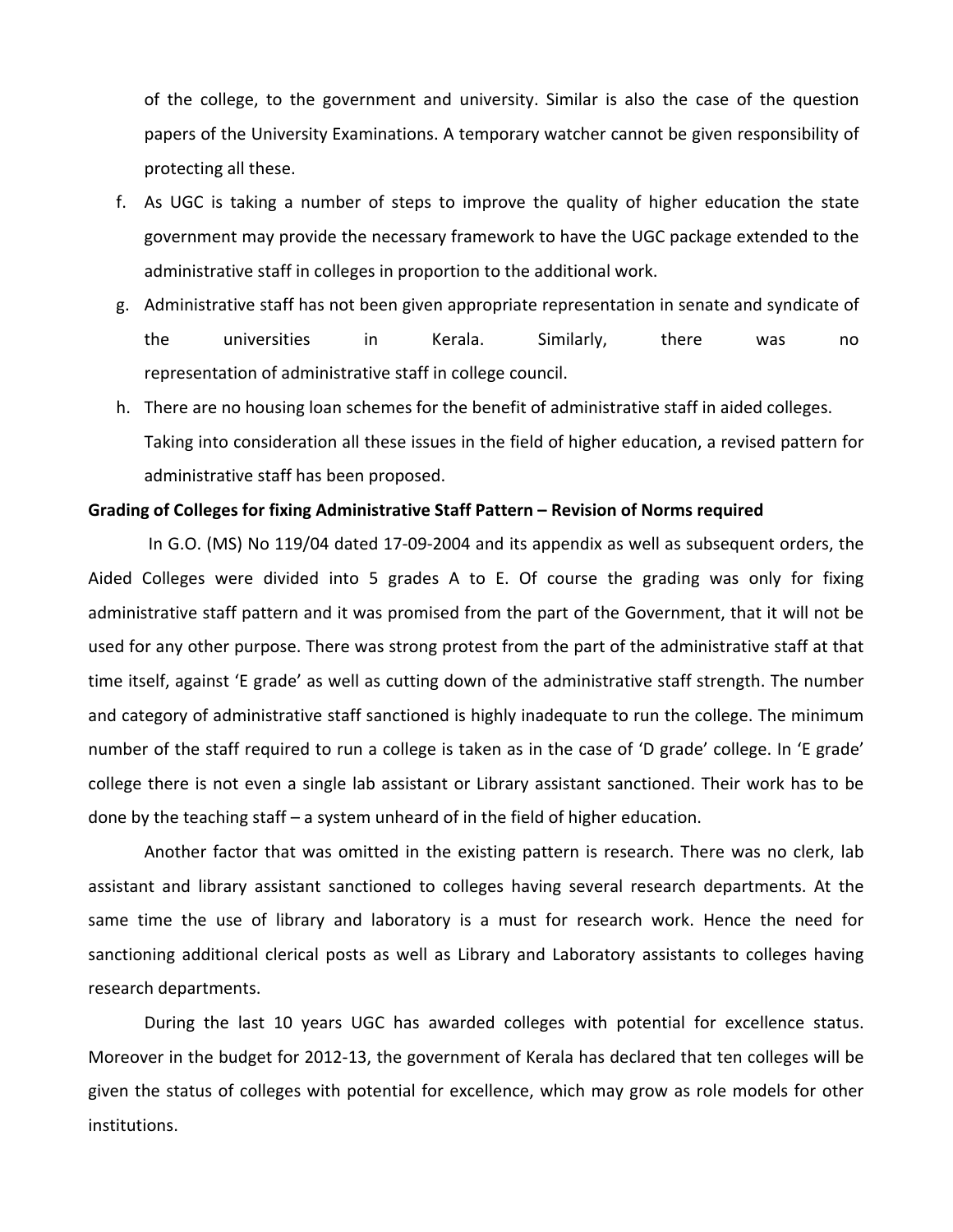of the college, to the government and university. Similar is also the case of the question papers of the University Examinations. A temporary watcher cannot be given responsibility of protecting all these.

f. As UGC is taking a number of steps to improve the quality of higher education the state government may provide the necessary framework to have the UGC package extended to the administrative staff in colleges in proportion to the additional work.
g. Administrative staff has not been given appropriate representation in senate and syndicate of the universities in Kerala. Similarly, there was no representation of administrative staff in college council.
h. There are no housing loan schemes for the benefit of administrative staff in aided colleges.

Taking into consideration all these issues in the field of higher education, a revised pattern for administrative staff has been proposed.

**Grading of Colleges for fixing Administrative Staff Pattern – Revision of Norms required**

In G.O. (MS) No 119/04 dated 17-09-2004 and its appendix as well as subsequent orders, the Aided Colleges were divided into 5 grades A to E. Of course the grading was only for fixing administrative staff pattern and it was promised from the part of the Government, that it will not be used for any other purpose. There was strong protest from the part of the administrative staff at that time itself, against 'E grade' as well as cutting down of the administrative staff strength. The number and category of administrative staff sanctioned is highly inadequate to run the college. The minimum number of the staff required to run a college is taken as in the case of 'D grade' college. In 'E grade' college there is not even a single lab assistant or Library assistant sanctioned. Their work has to be done by the teaching staff – a system unheard of in the field of higher education.

Another factor that was omitted in the existing pattern is research. There was no clerk, lab assistant and library assistant sanctioned to colleges having several research departments. At the same time the use of library and laboratory is a must for research work. Hence the need for sanctioning additional clerical posts as well as Library and Laboratory assistants to colleges having research departments.

During the last 10 years UGC has awarded colleges with potential for excellence status. Moreover in the budget for 2012-13, the government of Kerala has declared that ten colleges will be given the status of colleges with potential for excellence, which may grow as role models for other institutions.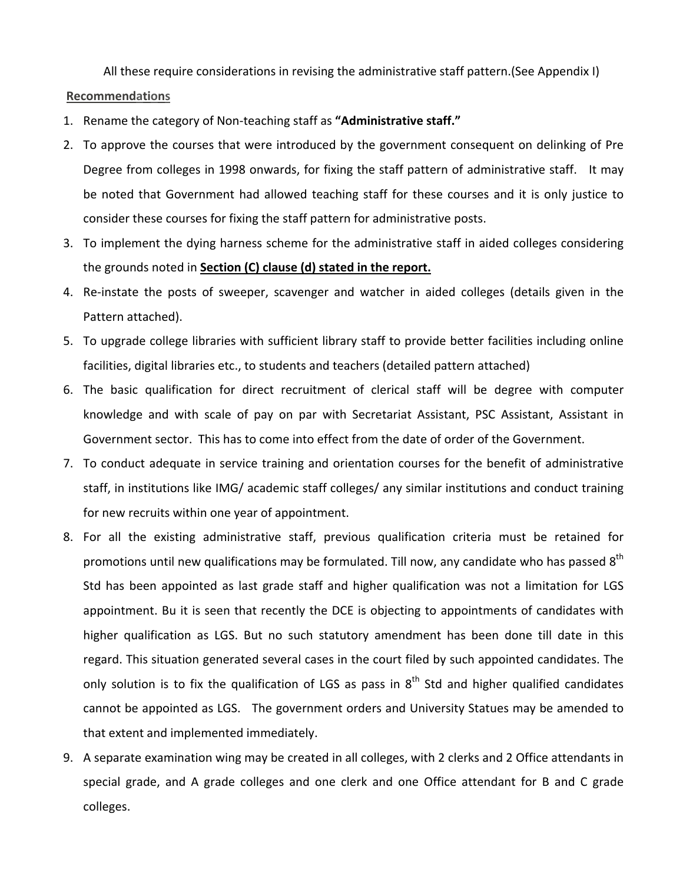All these require considerations in revising the administrative staff pattern.(See Appendix I)

**Recommendations**

1. Rename the category of Non-teaching staff as **"Administrative staff."**
2. To approve the courses that were introduced by the government consequent on delinking of Pre Degree from colleges in 1998 onwards, for fixing the staff pattern of administrative staff. It may be noted that Government had allowed teaching staff for these courses and it is only justice to consider these courses for fixing the staff pattern for administrative posts.
3. To implement the dying harness scheme for the administrative staff in aided colleges considering the grounds noted in **Section (C) clause (d) stated in the report.**
4. Re-instate the posts of sweeper, scavenger and watcher in aided colleges (details given in the Pattern attached).
5. To upgrade college libraries with sufficient library staff to provide better facilities including online facilities, digital libraries etc., to students and teachers (detailed pattern attached)
6. The basic qualification for direct recruitment of clerical staff will be degree with computer knowledge and with scale of pay on par with Secretariat Assistant, PSC Assistant, Assistant in Government sector. This has to come into effect from the date of order of the Government.
7. To conduct adequate in service training and orientation courses for the benefit of administrative staff, in institutions like IMG/ academic staff colleges/ any similar institutions and conduct training for new recruits within one year of appointment.
8. For all the existing administrative staff, previous qualification criteria must be retained for promotions until new qualifications may be formulated. Till now, any candidate who has passed 8th Std has been appointed as last grade staff and higher qualification was not a limitation for LGS appointment. Bu it is seen that recently the DCE is objecting to appointments of candidates with higher qualification as LGS. But no such statutory amendment has been done till date in this regard. This situation generated several cases in the court filed by such appointed candidates. The only solution is to fix the qualification of LGS as pass in 8th Std and higher qualified candidates cannot be appointed as LGS. The government orders and University Statues may be amended to that extent and implemented immediately.
9. A separate examination wing may be created in all colleges, with 2 clerks and 2 Office attendants in special grade, and A grade colleges and one clerk and one Office attendant for B and C grade colleges.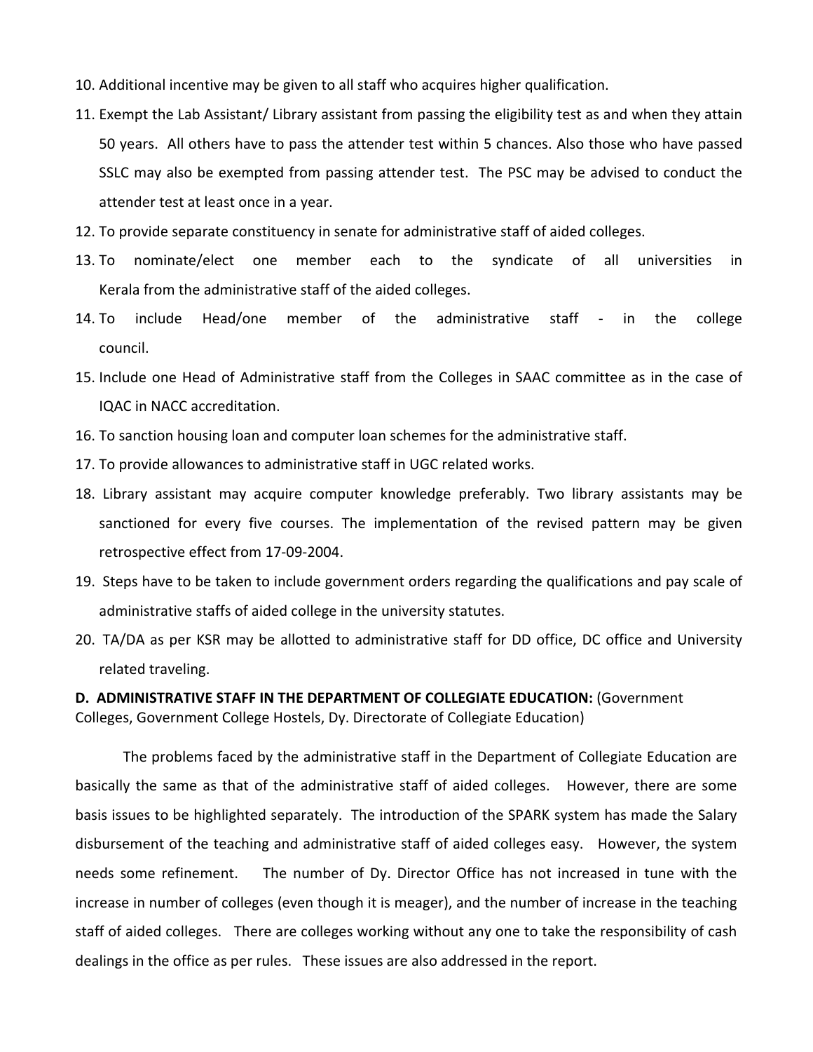10. Additional incentive may be given to all staff who acquires higher qualification.
11. Exempt the Lab Assistant/ Library assistant from passing the eligibility test as and when they attain 50 years. All others have to pass the attender test within 5 chances. Also those who have passed SSLC may also be exempted from passing attender test. The PSC may be advised to conduct the attender test at least once in a year.
12. To provide separate constituency in senate for administrative staff of aided colleges.
13. To nominate/elect one member each to the syndicate of all universities in Kerala from the administrative staff of the aided colleges.
14. To include Head/one member of the administrative staff - in the college council.
15. Include one Head of Administrative staff from the Colleges in SAAC committee as in the case of IQAC in NACC accreditation.
16. To sanction housing loan and computer loan schemes for the administrative staff.
17. To provide allowances to administrative staff in UGC related works.
18. Library assistant may acquire computer knowledge preferably. Two library assistants may be sanctioned for every five courses. The implementation of the revised pattern may be given retrospective effect from 17-09-2004.
19. Steps have to be taken to include government orders regarding the qualifications and pay scale of administrative staffs of aided college in the university statutes.
20. TA/DA as per KSR may be allotted to administrative staff for DD office, DC office and University related traveling.

**D. ADMINISTRATIVE STAFF IN THE DEPARTMENT OF COLLEGIATE EDUCATION:** (Government Colleges, Government College Hostels, Dy. Directorate of Collegiate Education)

The problems faced by the administrative staff in the Department of Collegiate Education are basically the same as that of the administrative staff of aided colleges. However, there are some basis issues to be highlighted separately. The introduction of the SPARK system has made the Salary disbursement of the teaching and administrative staff of aided colleges easy. However, the system needs some refinement. The number of Dy. Director Office has not increased in tune with the increase in number of colleges (even though it is meager), and the number of increase in the teaching staff of aided colleges. There are colleges working without any one to take the responsibility of cash dealings in the office as per rules. These issues are also addressed in the report.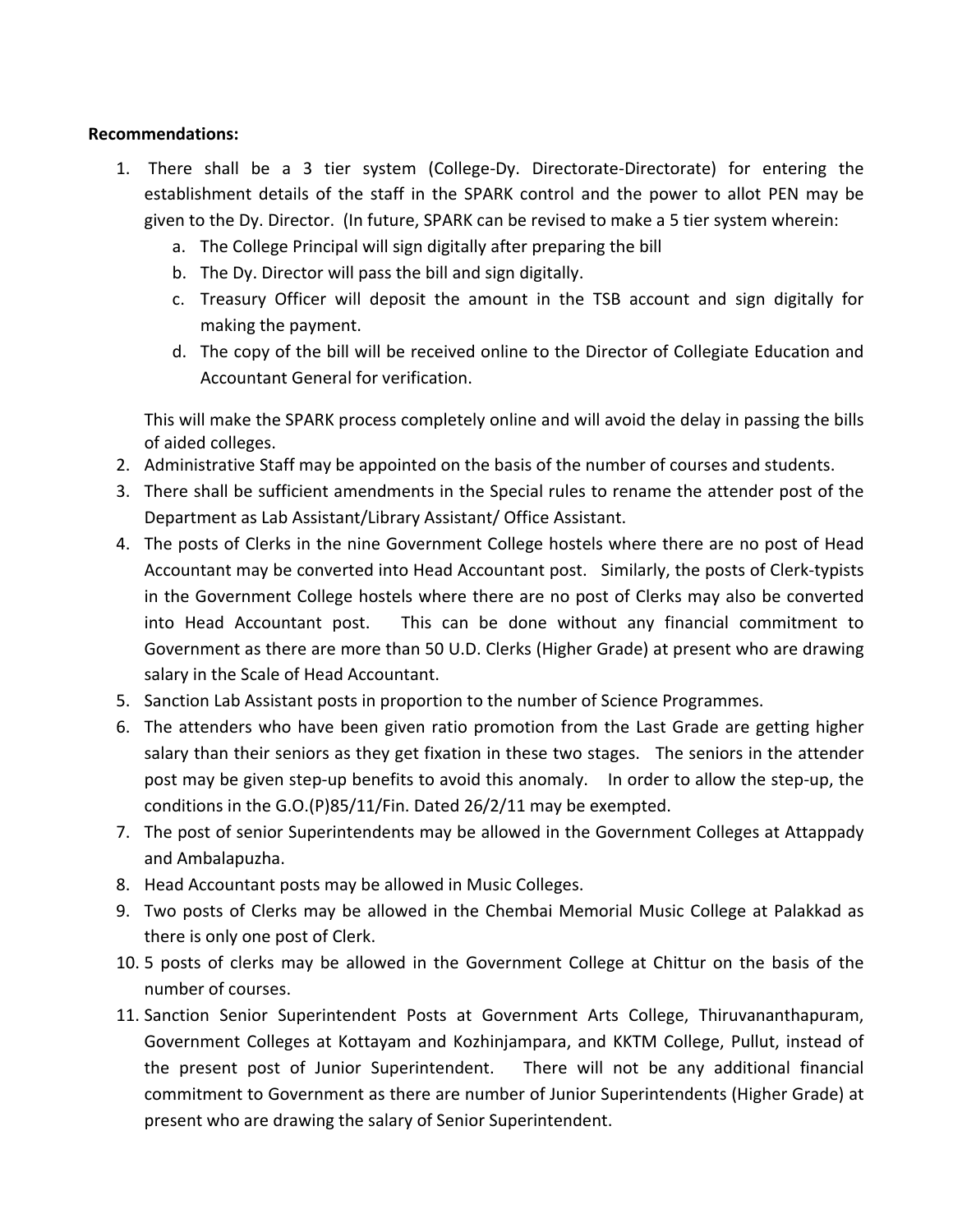**Recommendations:**

1. There shall be a 3 tier system (College-Dy. Directorate-Directorate) for entering the establishment details of the staff in the SPARK control and the power to allot PEN may be given to the Dy. Director. (In future, SPARK can be revised to make a 5 tier system wherein:
   a. The College Principal will sign digitally after preparing the bill
   b. The Dy. Director will pass the bill and sign digitally.
   c. Treasury Officer will deposit the amount in the TSB account and sign digitally for making the payment.
   d. The copy of the bill will be received online to the Director of Collegiate Education and Accountant General for verification.

   This will make the SPARK process completely online and will avoid the delay in passing the bills of aided colleges.
2. Administrative Staff may be appointed on the basis of the number of courses and students.
3. There shall be sufficient amendments in the Special rules to rename the attender post of the Department as Lab Assistant/Library Assistant/ Office Assistant.
4. The posts of Clerks in the nine Government College hostels where there are no post of Head Accountant may be converted into Head Accountant post. Similarly, the posts of Clerk-typists in the Government College hostels where there are no post of Clerks may also be converted into Head Accountant post. This can be done without any financial commitment to Government as there are more than 50 U.D. Clerks (Higher Grade) at present who are drawing salary in the Scale of Head Accountant.
5. Sanction Lab Assistant posts in proportion to the number of Science Programmes.
6. The attenders who have been given ratio promotion from the Last Grade are getting higher salary than their seniors as they get fixation in these two stages. The seniors in the attender post may be given step-up benefits to avoid this anomaly. In order to allow the step-up, the conditions in the G.O.(P)85/11/Fin. Dated 26/2/11 may be exempted.
7. The post of senior Superintendents may be allowed in the Government Colleges at Attappady and Ambalapuzha.
8. Head Accountant posts may be allowed in Music Colleges.
9. Two posts of Clerks may be allowed in the Chembai Memorial Music College at Palakkad as there is only one post of Clerk.
10. 5 posts of clerks may be allowed in the Government College at Chittur on the basis of the number of courses.
11. Sanction Senior Superintendent Posts at Government Arts College, Thiruvananthapuram, Government Colleges at Kottayam and Kozhinjampara, and KKTM College, Pullut, instead of the present post of Junior Superintendent. There will not be any additional financial commitment to Government as there are number of Junior Superintendents (Higher Grade) at present who are drawing the salary of Senior Superintendent.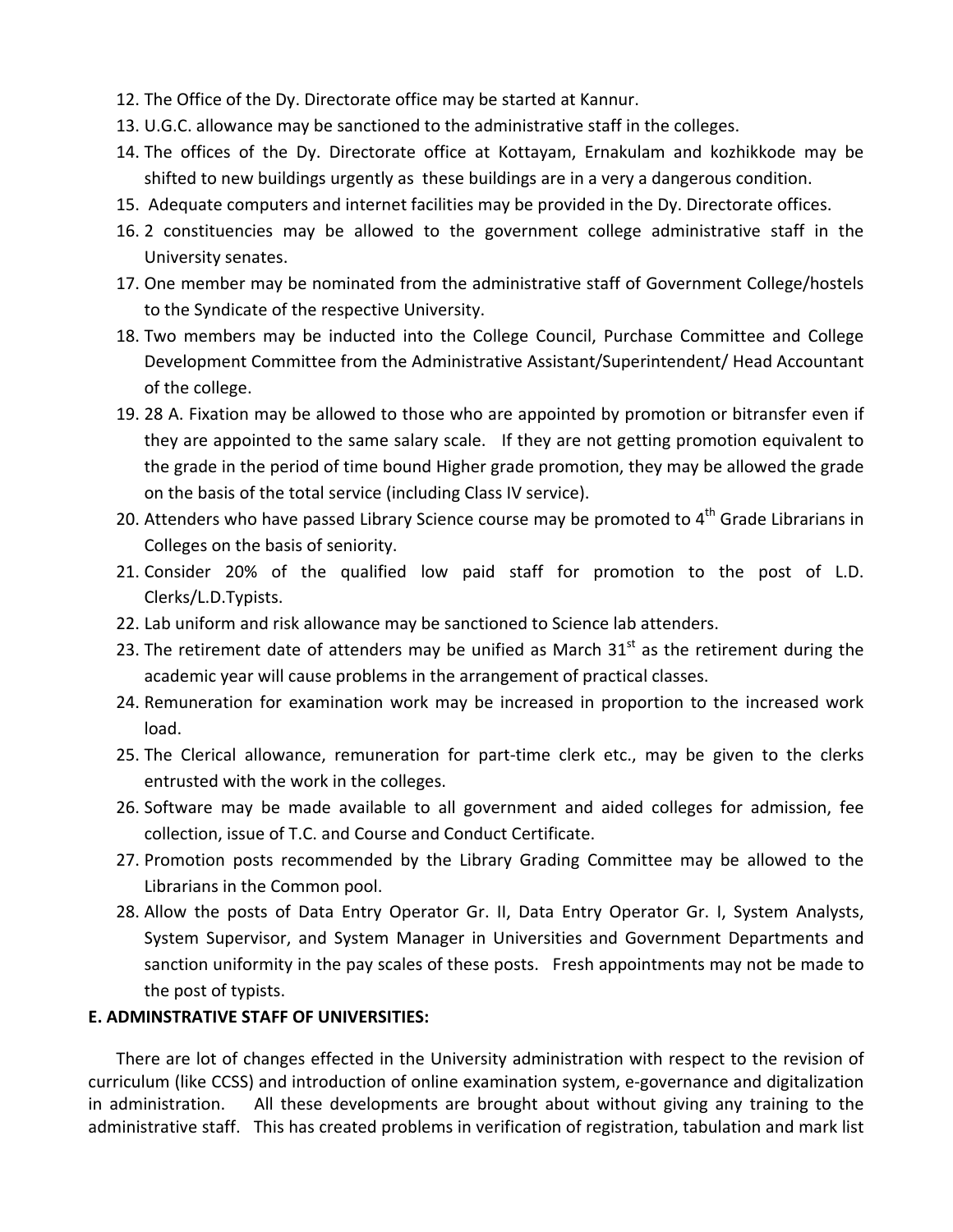12. The Office of the Dy. Directorate office may be started at Kannur.
13. U.G.C. allowance may be sanctioned to the administrative staff in the colleges.
14. The offices of the Dy. Directorate office at Kottayam, Ernakulam and kozhikkode may be shifted to new buildings urgently as these buildings are in a very a dangerous condition.
15. Adequate computers and internet facilities may be provided in the Dy. Directorate offices.
16. 2 constituencies may be allowed to the government college administrative staff in the University senates.
17. One member may be nominated from the administrative staff of Government College/hostels to the Syndicate of the respective University.
18. Two members may be inducted into the College Council, Purchase Committee and College Development Committee from the Administrative Assistant/Superintendent/ Head Accountant of the college.
19. 28 A. Fixation may be allowed to those who are appointed by promotion or bitransfer even if they are appointed to the same salary scale. If they are not getting promotion equivalent to the grade in the period of time bound Higher grade promotion, they may be allowed the grade on the basis of the total service (including Class IV service).
20. Attenders who have passed Library Science course may be promoted to 4th Grade Librarians in Colleges on the basis of seniority.
21. Consider 20% of the qualified low paid staff for promotion to the post of L.D. Clerks/L.D.Typists.
22. Lab uniform and risk allowance may be sanctioned to Science lab attenders.
23. The retirement date of attenders may be unified as March 31st as the retirement during the academic year will cause problems in the arrangement of practical classes.
24. Remuneration for examination work may be increased in proportion to the increased work load.
25. The Clerical allowance, remuneration for part-time clerk etc., may be given to the clerks entrusted with the work in the colleges.
26. Software may be made available to all government and aided colleges for admission, fee collection, issue of T.C. and Course and Conduct Certificate.
27. Promotion posts recommended by the Library Grading Committee may be allowed to the Librarians in the Common pool.
28. Allow the posts of Data Entry Operator Gr. II, Data Entry Operator Gr. I, System Analysts, System Supervisor, and System Manager in Universities and Government Departments and sanction uniformity in the pay scales of these posts. Fresh appointments may not be made to the post of typists.

**E. ADMINSTRATIVE STAFF OF UNIVERSITIES:**

There are lot of changes effected in the University administration with respect to the revision of curriculum (like CCSS) and introduction of online examination system, e-governance and digitalization in administration. All these developments are brought about without giving any training to the administrative staff. This has created problems in verification of registration, tabulation and mark list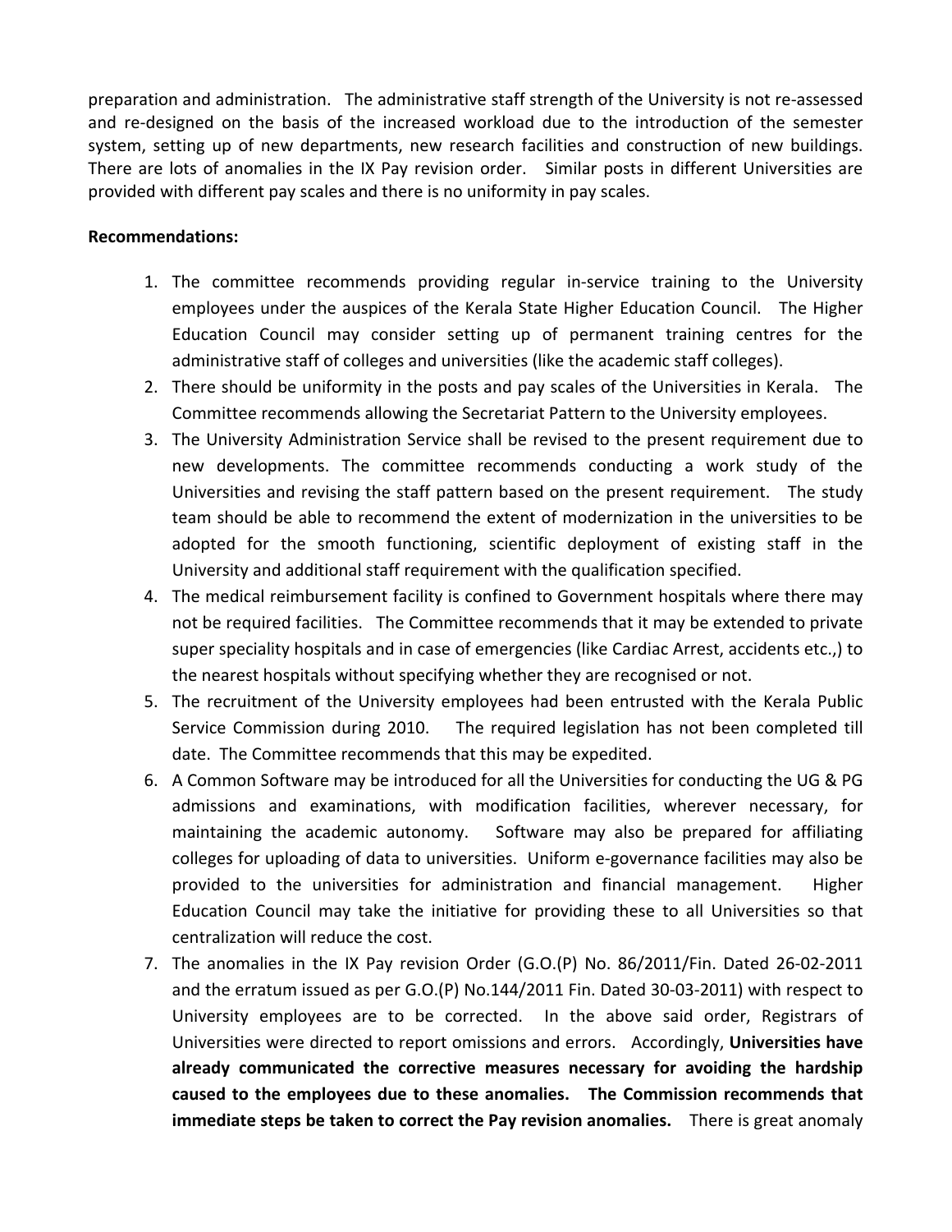preparation and administration. The administrative staff strength of the University is not re-assessed and re-designed on the basis of the increased workload due to the introduction of the semester system, setting up of new departments, new research facilities and construction of new buildings. There are lots of anomalies in the IX Pay revision order. Similar posts in different Universities are provided with different pay scales and there is no uniformity in pay scales.

**Recommendations:**

1. The committee recommends providing regular in-service training to the University employees under the auspices of the Kerala State Higher Education Council. The Higher Education Council may consider setting up of permanent training centres for the administrative staff of colleges and universities (like the academic staff colleges).
2. There should be uniformity in the posts and pay scales of the Universities in Kerala. The Committee recommends allowing the Secretariat Pattern to the University employees.
3. The University Administration Service shall be revised to the present requirement due to new developments. The committee recommends conducting a work study of the Universities and revising the staff pattern based on the present requirement. The study team should be able to recommend the extent of modernization in the universities to be adopted for the smooth functioning, scientific deployment of existing staff in the University and additional staff requirement with the qualification specified.
4. The medical reimbursement facility is confined to Government hospitals where there may not be required facilities. The Committee recommends that it may be extended to private super speciality hospitals and in case of emergencies (like Cardiac Arrest, accidents etc.,) to the nearest hospitals without specifying whether they are recognised or not.
5. The recruitment of the University employees had been entrusted with the Kerala Public Service Commission during 2010. The required legislation has not been completed till date. The Committee recommends that this may be expedited.
6. A Common Software may be introduced for all the Universities for conducting the UG & PG admissions and examinations, with modification facilities, wherever necessary, for maintaining the academic autonomy. Software may also be prepared for affiliating colleges for uploading of data to universities. Uniform e-governance facilities may also be provided to the universities for administration and financial management. Higher Education Council may take the initiative for providing these to all Universities so that centralization will reduce the cost.
7. The anomalies in the IX Pay revision Order (G.O.(P) No. 86/2011/Fin. Dated 26-02-2011 and the erratum issued as per G.O.(P) No.144/2011 Fin. Dated 30-03-2011) with respect to University employees are to be corrected. In the above said order, Registrars of Universities were directed to report omissions and errors. Accordingly, **Universities have already communicated the corrective measures necessary for avoiding the hardship caused to the employees due to these anomalies. The Commission recommends that immediate steps be taken to correct the Pay revision anomalies.** There is great anomaly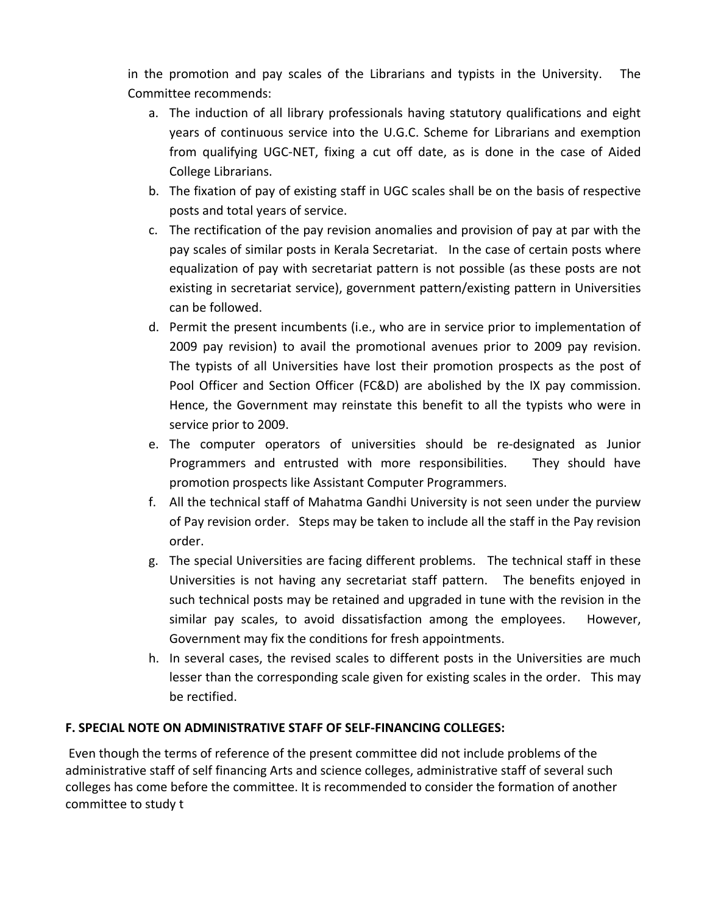in the promotion and pay scales of the Librarians and typists in the University. The Committee recommends:

a. The induction of all library professionals having statutory qualifications and eight years of continuous service into the U.G.C. Scheme for Librarians and exemption from qualifying UGC-NET, fixing a cut off date, as is done in the case of Aided College Librarians.
b. The fixation of pay of existing staff in UGC scales shall be on the basis of respective posts and total years of service.
c. The rectification of the pay revision anomalies and provision of pay at par with the pay scales of similar posts in Kerala Secretariat. In the case of certain posts where equalization of pay with secretariat pattern is not possible (as these posts are not existing in secretariat service), government pattern/existing pattern in Universities can be followed.
d. Permit the present incumbents (i.e., who are in service prior to implementation of 2009 pay revision) to avail the promotional avenues prior to 2009 pay revision. The typists of all Universities have lost their promotion prospects as the post of Pool Officer and Section Officer (FC&D) are abolished by the IX pay commission. Hence, the Government may reinstate this benefit to all the typists who were in service prior to 2009.
e. The computer operators of universities should be re-designated as Junior Programmers and entrusted with more responsibilities. They should have promotion prospects like Assistant Computer Programmers.
f. All the technical staff of Mahatma Gandhi University is not seen under the purview of Pay revision order. Steps may be taken to include all the staff in the Pay revision order.
g. The special Universities are facing different problems. The technical staff in these Universities is not having any secretariat staff pattern. The benefits enjoyed in such technical posts may be retained and upgraded in tune with the revision in the similar pay scales, to avoid dissatisfaction among the employees. However, Government may fix the conditions for fresh appointments.
h. In several cases, the revised scales to different posts in the Universities are much lesser than the corresponding scale given for existing scales in the order. This may be rectified.

**F. SPECIAL NOTE ON ADMINISTRATIVE STAFF OF SELF-FINANCING COLLEGES:**

Even though the terms of reference of the present committee did not include problems of the administrative staff of self financing Arts and science colleges, administrative staff of several such colleges has come before the committee. It is recommended to consider the formation of another committee to study t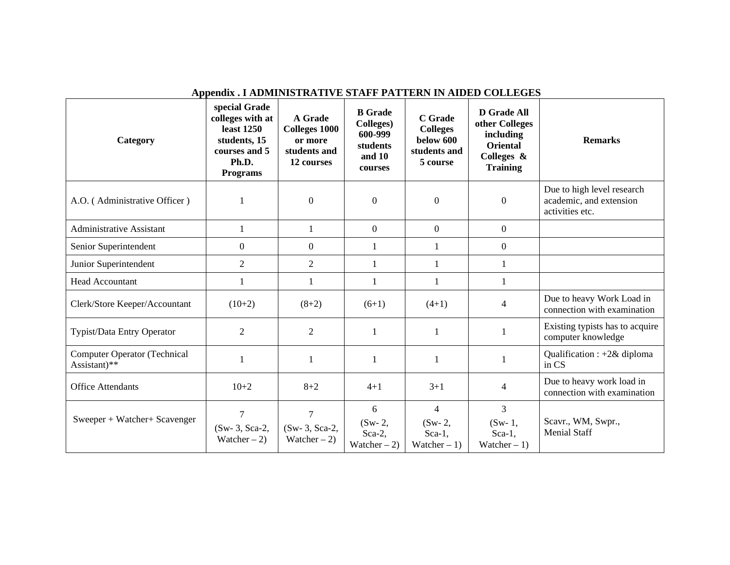## Appendix . I ADMINISTRATIVE STAFF PATTERN IN AIDED COLLEGES

| Category | special Grade colleges with at least 1250 students, 15 courses and 5 Ph.D. Programs | A Grade Colleges 1000 or more students and 12 courses | B Grade Colleges) 600-999 students and 10 courses | C Grade Colleges below 600 students and 5 course | D Grade All other Colleges including Oriental Colleges & Training | Remarks |
|---|---|---|---|---|---|---|
| A.O. ( Administrative Officer ) | 1 | 0 | 0 | 0 | 0 | Due to high level research academic, and extension activities etc. |
| Administrative Assistant | 1 | 1 | 0 | 0 | 0 | |
| Senior Superintendent | 0 | 0 | 1 | 1 | 0 | |
| Junior Superintendent | 2 | 2 | 1 | 1 | 1 | |
| Head Accountant | 1 | 1 | 1 | 1 | 1 | |
| Clerk/Store Keeper/Accountant | (10+2) | (8+2) | (6+1) | (4+1) | 4 | Due to heavy Work Load in connection with examination |
| Typist/Data Entry Operator | 2 | 2 | 1 | 1 | 1 | Existing typists has to acquire computer knowledge |
| Computer Operator (Technical Assistant)** | 1 | 1 | 1 | 1 | 1 | Qualification : +2& diploma in CS |
| Office Attendants | 10+2 | 8+2 | 4+1 | 3+1 | 4 | Due to heavy work load in connection with examination |
| Sweeper + Watcher+ Scavenger | 7 (Sw- 3, Sca-2, Watcher – 2) | 7 (Sw- 3, Sca-2, Watcher – 2) | 6 (Sw- 2, Sca-2, Watcher – 2) | 4 (Sw- 2, Sca-1, Watcher – 1) | 3 (Sw- 1, Sca-1, Watcher – 1) | Scavr., WM, Swpr., Menial Staff |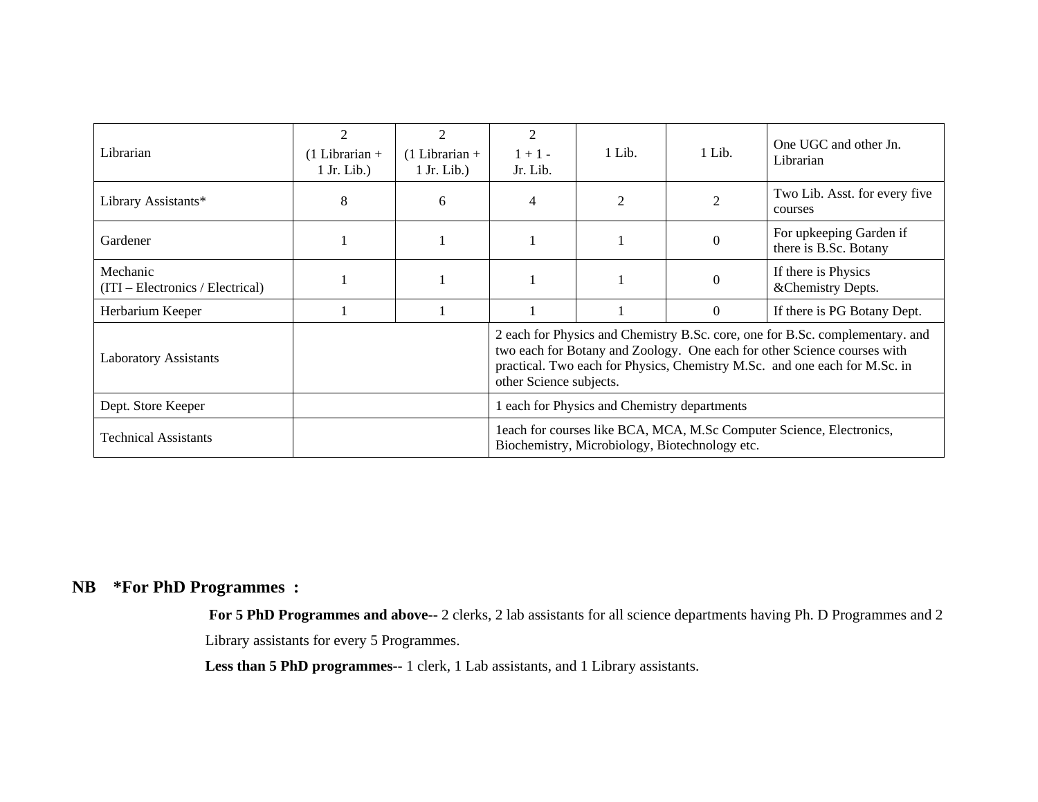| | | | | | | |
|---|---|---|---|---|---|---|
| Librarian | 2 (1 Librarian + 1 Jr. Lib.) | 2 (1 Librarian + 1 Jr. Lib.) | 2 1 + 1 - Jr. Lib. | 1 Lib. | 1 Lib. | One UGC and other Jn. Librarian |
| Library Assistants* | 8 | 6 | 4 | 2 | 2 | Two Lib. Asst. for every five courses |
| Gardener | 1 | 1 | 1 | 1 | 0 | For upkeeping Garden if there is B.Sc. Botany |
| Mechanic (ITI – Electronics / Electrical) | 1 | 1 | 1 | 1 | 0 | If there is Physics &Chemistry Depts. |
| Herbarium Keeper | 1 | 1 | 1 | 1 | 0 | If there is PG Botany Dept. |
| Laboratory Assistants | | | 2 each for Physics and Chemistry B.Sc. core, one for B.Sc. complementary. and two each for Botany and Zoology. One each for other Science courses with practical. Two each for Physics, Chemistry M.Sc. and one each for M.Sc. in other Science subjects. | | | |
| Dept. Store Keeper | | | 1 each for Physics and Chemistry departments | | | |
| Technical Assistants | | | 1each for courses like BCA, MCA, M.Sc Computer Science, Electronics, Biochemistry, Microbiology, Biotechnology etc. | | | |

**NB \*For PhD Programmes :**

**For 5 PhD Programmes and above**-- 2 clerks, 2 lab assistants for all science departments having Ph. D Programmes and 2 Library assistants for every 5 Programmes.

**Less than 5 PhD programmes**-- 1 clerk, 1 Lab assistants, and 1 Library assistants.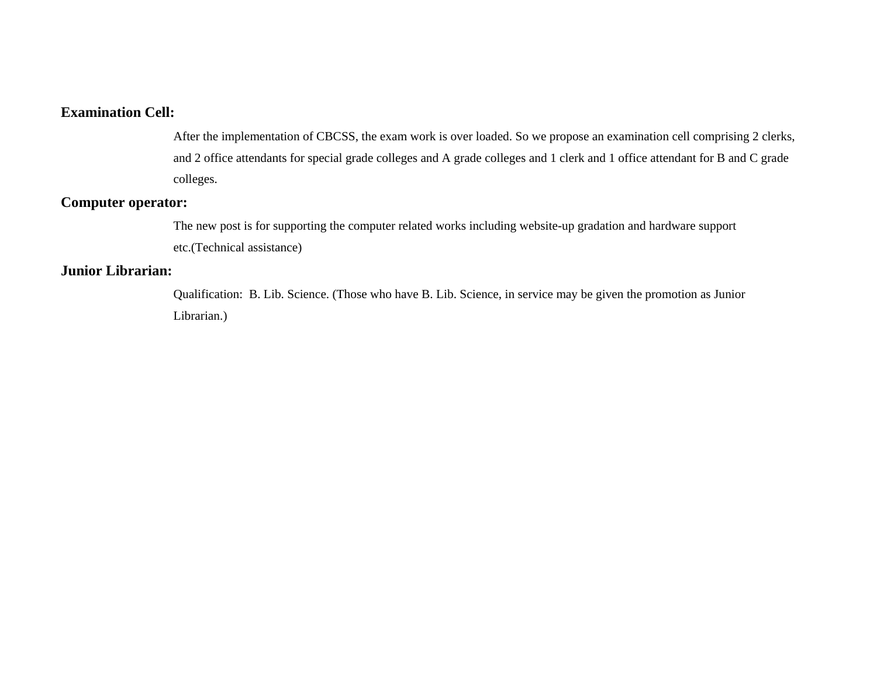**Examination Cell:**

After the implementation of CBCSS, the exam work is over loaded. So we propose an examination cell comprising 2 clerks, and 2 office attendants for special grade colleges and A grade colleges and 1 clerk and 1 office attendant for B and C grade colleges.

**Computer operator:**

The new post is for supporting the computer related works including website-up gradation and hardware support etc.(Technical assistance)

**Junior Librarian:**

Qualification: B. Lib. Science. (Those who have B. Lib. Science, in service may be given the promotion as Junior Librarian.)